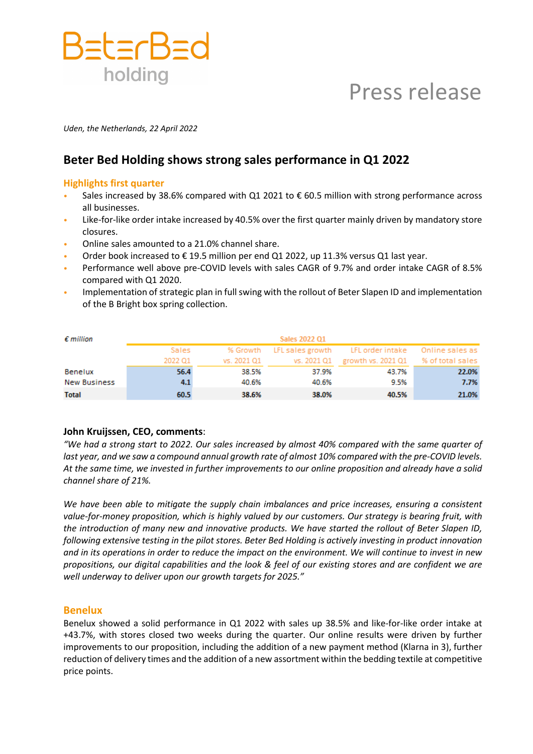Beter Bed holding

Press release

*Uden, the Netherlands, 22 April 2022*

# Beter Bed Holding shows strong sales performance in Q1 2022

## Highlights first quarter

- Sales increased by 38.6% compared with Q1 2021 to € 60.5 million with strong performance across all businesses.
- Like-for-like order intake increased by 40.5% over the first quarter mainly driven by mandatory store closures.
- Online sales amounted to a 21.0% channel share.
- Order book increased to € 19.5 million per end Q1 2022, up 11.3% versus Q1 last year.
- Performance well above pre-COVID levels with sales CAGR of 9.7% and order intake CAGR of 8.5% compared with Q1 2020.
- Implementation of strategic plan in full swing with the rollout of Beter Slapen ID and implementation of the B Bright box spring collection.

| *€ million* | Sales 2022 Q1 | | | | |
|---|---|---|---|---|---|
| | Sales 2022 Q1 | % Growth vs. 2021 Q1 | LFL sales growth vs. 2021 Q1 | LFL order intake growth vs. 2021 Q1 | Online sales as % of total sales |
| Benelux | **56.4** | 38.5% | 37.9% | 43.7% | **22.0%** |
| New Business | **4.1** | 40.6% | 40.6% | 9.5% | **7.7%** |
| **Total** | **60.5** | **38.6%** | **38.0%** | **40.5%** | **21.0%** |

**John Kruijssen, CEO, comments**:

*"We had a strong start to 2022. Our sales increased by almost 40% compared with the same quarter of last year, and we saw a compound annual growth rate of almost 10% compared with the pre-COVID levels. At the same time, we invested in further improvements to our online proposition and already have a solid channel share of 21%.*

*We have been able to mitigate the supply chain imbalances and price increases, ensuring a consistent value-for-money proposition, which is highly valued by our customers. Our strategy is bearing fruit, with the introduction of many new and innovative products. We have started the rollout of Beter Slapen ID, following extensive testing in the pilot stores. Beter Bed Holding is actively investing in product innovation and in its operations in order to reduce the impact on the environment. We will continue to invest in new propositions, our digital capabilities and the look & feel of our existing stores and are confident we are well underway to deliver upon our growth targets for 2025."*

## Benelux

Benelux showed a solid performance in Q1 2022 with sales up 38.5% and like-for-like order intake at +43.7%, with stores closed two weeks during the quarter. Our online results were driven by further improvements to our proposition, including the addition of a new payment method (Klarna in 3), further reduction of delivery times and the addition of a new assortment within the bedding textile at competitive price points.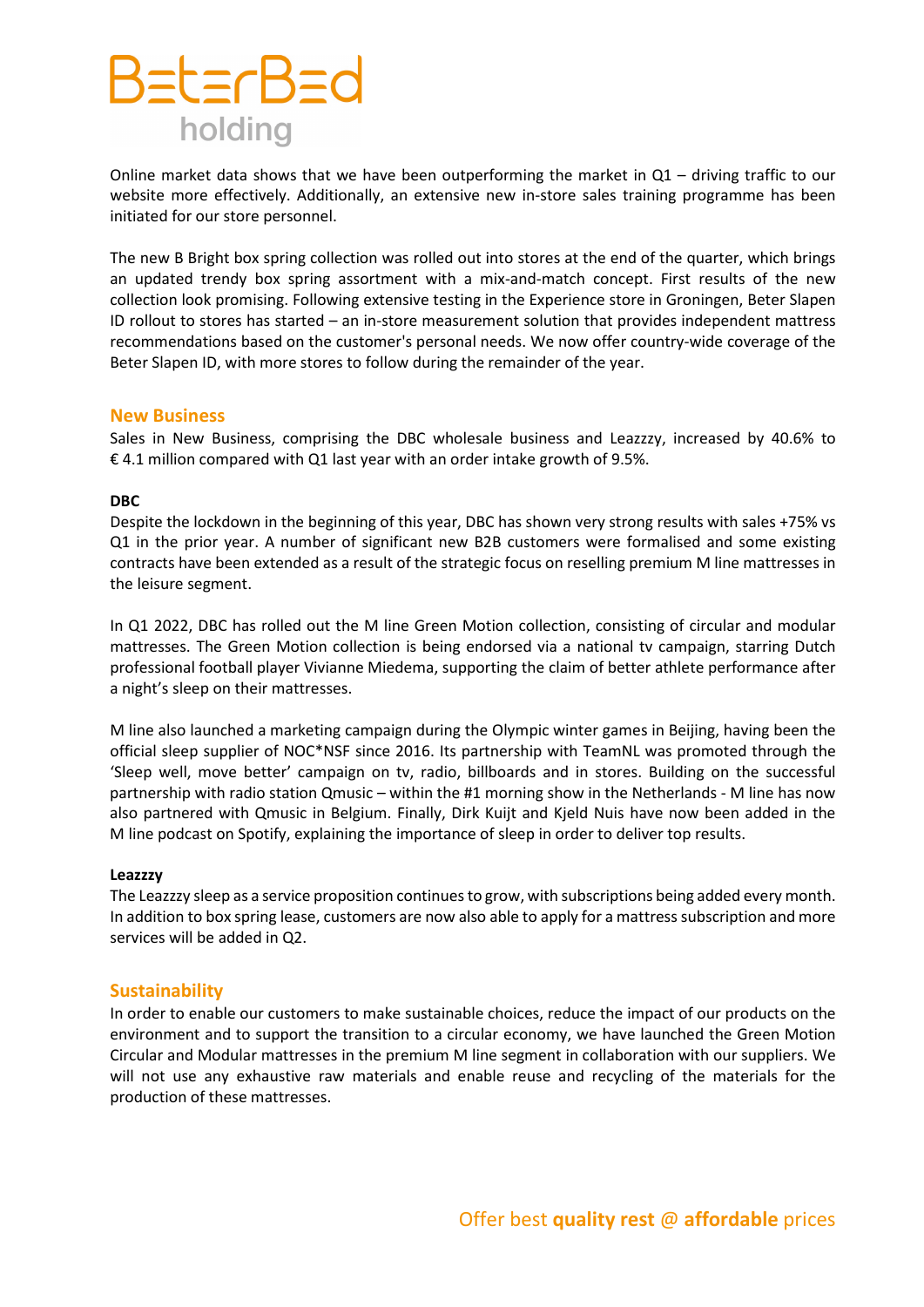Online market data shows that we have been outperforming the market in Q1 – driving traffic to our website more effectively. Additionally, an extensive new in-store sales training programme has been initiated for our store personnel.

The new B Bright box spring collection was rolled out into stores at the end of the quarter, which brings an updated trendy box spring assortment with a mix-and-match concept. First results of the new collection look promising. Following extensive testing in the Experience store in Groningen, Beter Slapen ID rollout to stores has started – an in-store measurement solution that provides independent mattress recommendations based on the customer's personal needs. We now offer country-wide coverage of the Beter Slapen ID, with more stores to follow during the remainder of the year.

## New Business

Sales in New Business, comprising the DBC wholesale business and Leazzzy, increased by 40.6% to € 4.1 million compared with Q1 last year with an order intake growth of 9.5%.

### DBC

Despite the lockdown in the beginning of this year, DBC has shown very strong results with sales +75% vs Q1 in the prior year. A number of significant new B2B customers were formalised and some existing contracts have been extended as a result of the strategic focus on reselling premium M line mattresses in the leisure segment.

In Q1 2022, DBC has rolled out the M line Green Motion collection, consisting of circular and modular mattresses. The Green Motion collection is being endorsed via a national tv campaign, starring Dutch professional football player Vivianne Miedema, supporting the claim of better athlete performance after a night's sleep on their mattresses.

M line also launched a marketing campaign during the Olympic winter games in Beijing, having been the official sleep supplier of NOC*NSF since 2016. Its partnership with TeamNL was promoted through the 'Sleep well, move better' campaign on tv, radio, billboards and in stores. Building on the successful partnership with radio station Qmusic – within the #1 morning show in the Netherlands - M line has now also partnered with Qmusic in Belgium. Finally, Dirk Kuijt and Kjeld Nuis have now been added in the M line podcast on Spotify, explaining the importance of sleep in order to deliver top results.

### Leazzzy

The Leazzzy sleep as a service proposition continues to grow, with subscriptions being added every month. In addition to box spring lease, customers are now also able to apply for a mattress subscription and more services will be added in Q2.

## Sustainability

In order to enable our customers to make sustainable choices, reduce the impact of our products on the environment and to support the transition to a circular economy, we have launched the Green Motion Circular and Modular mattresses in the premium M line segment in collaboration with our suppliers. We will not use any exhaustive raw materials and enable reuse and recycling of the materials for the production of these mattresses.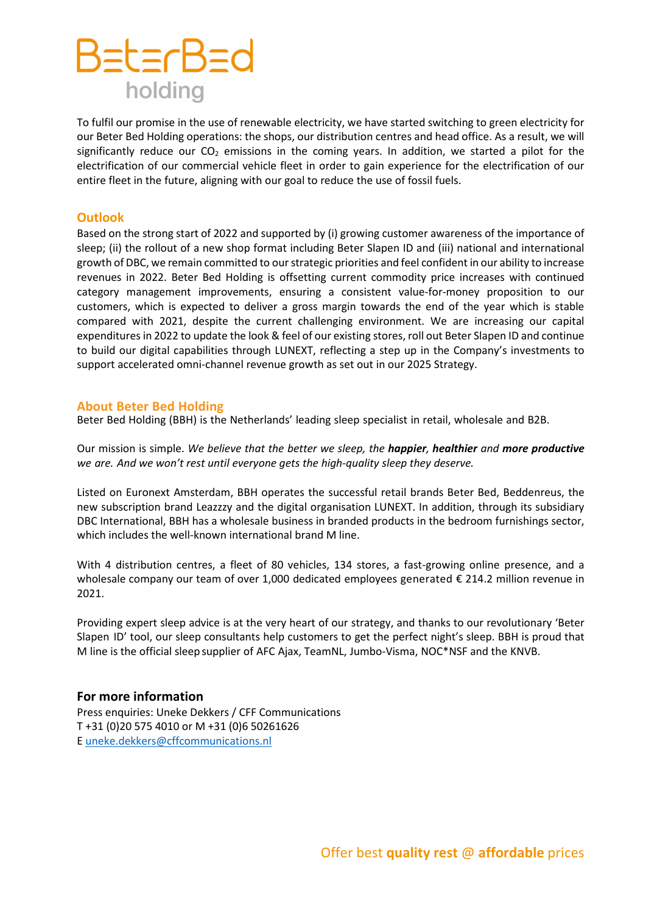To fulfil our promise in the use of renewable electricity, we have started switching to green electricity for our Beter Bed Holding operations: the shops, our distribution centres and head office. As a result, we will significantly reduce our $CO_2$ emissions in the coming years. In addition, we started a pilot for the electrification of our commercial vehicle fleet in order to gain experience for the electrification of our entire fleet in the future, aligning with our goal to reduce the use of fossil fuels.

## Outlook

Based on the strong start of 2022 and supported by (i) growing customer awareness of the importance of sleep; (ii) the rollout of a new shop format including Beter Slapen ID and (iii) national and international growth of DBC, we remain committed to our strategic priorities and feel confident in our ability to increase revenues in 2022. Beter Bed Holding is offsetting current commodity price increases with continued category management improvements, ensuring a consistent value-for-money proposition to our customers, which is expected to deliver a gross margin towards the end of the year which is stable compared with 2021, despite the current challenging environment. We are increasing our capital expenditures in 2022 to update the look & feel of our existing stores, roll out Beter Slapen ID and continue to build our digital capabilities through LUNEXT, reflecting a step up in the Company's investments to support accelerated omni-channel revenue growth as set out in our 2025 Strategy.

## About Beter Bed Holding

Beter Bed Holding (BBH) is the Netherlands' leading sleep specialist in retail, wholesale and B2B.

Our mission is simple. *We believe that the better we sleep, the* ***happier***, ***healthier*** *and* ***more productive*** *we are. And we won't rest until everyone gets the high-quality sleep they deserve.*

Listed on Euronext Amsterdam, BBH operates the successful retail brands Beter Bed, Beddenreus, the new subscription brand Leazzzy and the digital organisation LUNEXT. In addition, through its subsidiary DBC International, BBH has a wholesale business in branded products in the bedroom furnishings sector, which includes the well-known international brand M line.

With 4 distribution centres, a fleet of 80 vehicles, 134 stores, a fast-growing online presence, and a wholesale company our team of over 1,000 dedicated employees generated € 214.2 million revenue in 2021.

Providing expert sleep advice is at the very heart of our strategy, and thanks to our revolutionary 'Beter Slapen ID' tool, our sleep consultants help customers to get the perfect night's sleep. BBH is proud that M line is the official sleep supplier of AFC Ajax, TeamNL, Jumbo-Visma, NOC*NSF and the KNVB.

## For more information

Press enquiries: Uneke Dekkers / CFF Communications
T +31 (0)20 575 4010 or M +31 (0)6 50261626
E uneke.dekkers@cffcommunications.nl

Offer best **quality rest** @ **affordable** prices